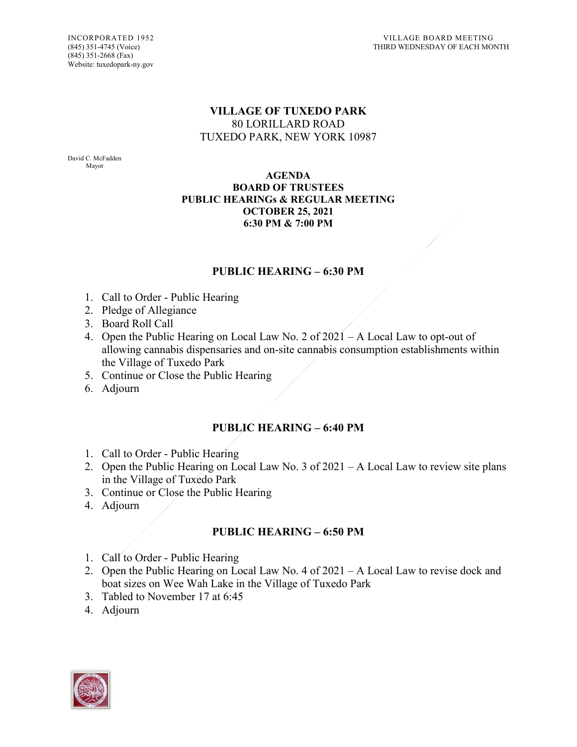INCORPORATED 1952
(845) 351-4745 (Voice)
(845) 351-2668 (Fax)
Website: tuxedopark-ny.gov

VILLAGE BOARD MEETING
THIRD WEDNESDAY OF EACH MONTH

# VILLAGE OF TUXEDO PARK

80 LORILLARD ROAD
TUXEDO PARK, NEW YORK 10987

David C. McFadden
Mayor

## AGENDA
## BOARD OF TRUSTEES
## PUBLIC HEARINGs & REGULAR MEETING
## OCTOBER 25, 2021
## 6:30 PM & 7:00 PM

### PUBLIC HEARING – 6:30 PM

1. Call to Order - Public Hearing
2. Pledge of Allegiance
3. Board Roll Call
4. Open the Public Hearing on Local Law No. 2 of 2021 – A Local Law to opt-out of allowing cannabis dispensaries and on-site cannabis consumption establishments within the Village of Tuxedo Park
5. Continue or Close the Public Hearing
6. Adjourn

### PUBLIC HEARING – 6:40 PM

1. Call to Order - Public Hearing
2. Open the Public Hearing on Local Law No. 3 of 2021 – A Local Law to review site plans in the Village of Tuxedo Park
3. Continue or Close the Public Hearing
4. Adjourn

### PUBLIC HEARING – 6:50 PM

1. Call to Order - Public Hearing
2. Open the Public Hearing on Local Law No. 4 of 2021 – A Local Law to revise dock and boat sizes on Wee Wah Lake in the Village of Tuxedo Park
3. Tabled to November 17 at 6:45
4. Adjourn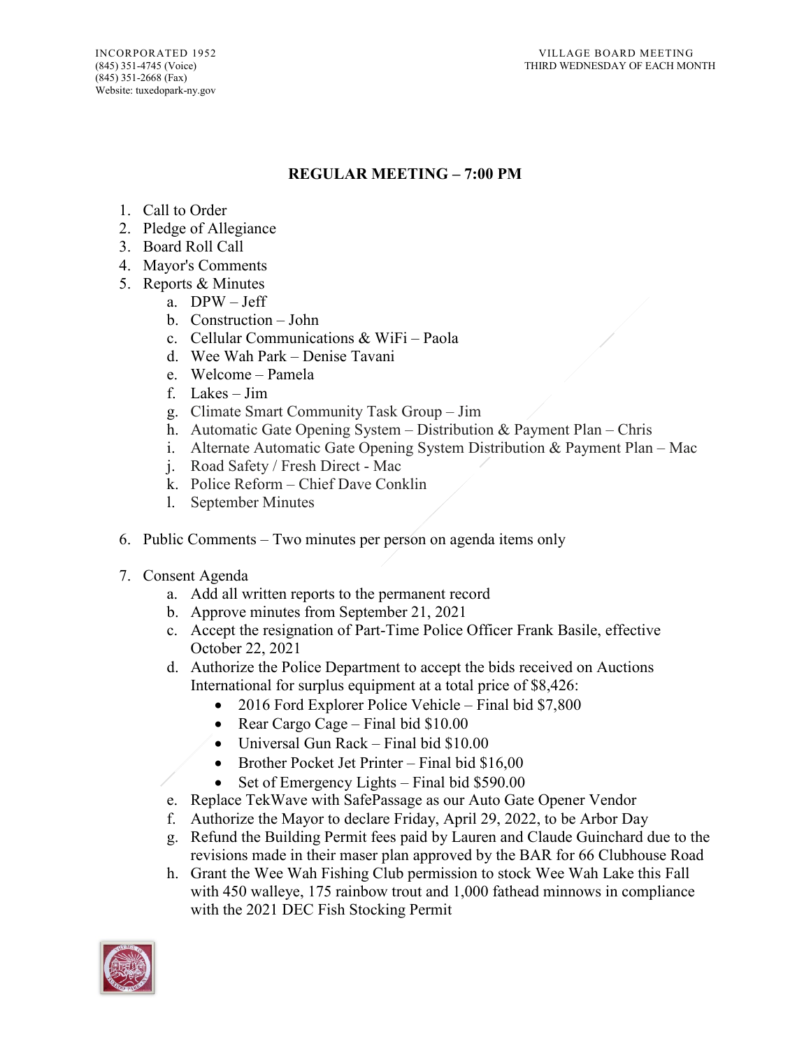INCORPORATED 1952
(845) 351-4745 (Voice)
(845) 351-2668 (Fax)
Website: tuxedopark-ny.gov

VILLAGE BOARD MEETING
THIRD WEDNESDAY OF EACH MONTH

**REGULAR MEETING – 7:00 PM**

1. Call to Order
2. Pledge of Allegiance
3. Board Roll Call
4. Mayor's Comments
5. Reports & Minutes
   a. DPW – Jeff
   b. Construction – John
   c. Cellular Communications & WiFi – Paola
   d. Wee Wah Park – Denise Tavani
   e. Welcome – Pamela
   f. Lakes – Jim
   g. Climate Smart Community Task Group – Jim
   h. Automatic Gate Opening System – Distribution & Payment Plan – Chris
   i. Alternate Automatic Gate Opening System Distribution & Payment Plan – Mac
   j. Road Safety / Fresh Direct - Mac
   k. Police Reform – Chief Dave Conklin
   l. September Minutes

6. Public Comments – Two minutes per person on agenda items only

7. Consent Agenda
   a. Add all written reports to the permanent record
   b. Approve minutes from September 21, 2021
   c. Accept the resignation of Part-Time Police Officer Frank Basile, effective October 22, 2021
   d. Authorize the Police Department to accept the bids received on Auctions International for surplus equipment at a total price of $8,426:
      - 2016 Ford Explorer Police Vehicle – Final bid $7,800
      - Rear Cargo Cage – Final bid $10.00
      - Universal Gun Rack – Final bid $10.00
      - Brother Pocket Jet Printer – Final bid $16,00
      - Set of Emergency Lights – Final bid $590.00
   e. Replace TekWave with SafePassage as our Auto Gate Opener Vendor
   f. Authorize the Mayor to declare Friday, April 29, 2022, to be Arbor Day
   g. Refund the Building Permit fees paid by Lauren and Claude Guinchard due to the revisions made in their maser plan approved by the BAR for 66 Clubhouse Road
   h. Grant the Wee Wah Fishing Club permission to stock Wee Wah Lake this Fall with 450 walleye, 175 rainbow trout and 1,000 fathead minnows in compliance with the 2021 DEC Fish Stocking Permit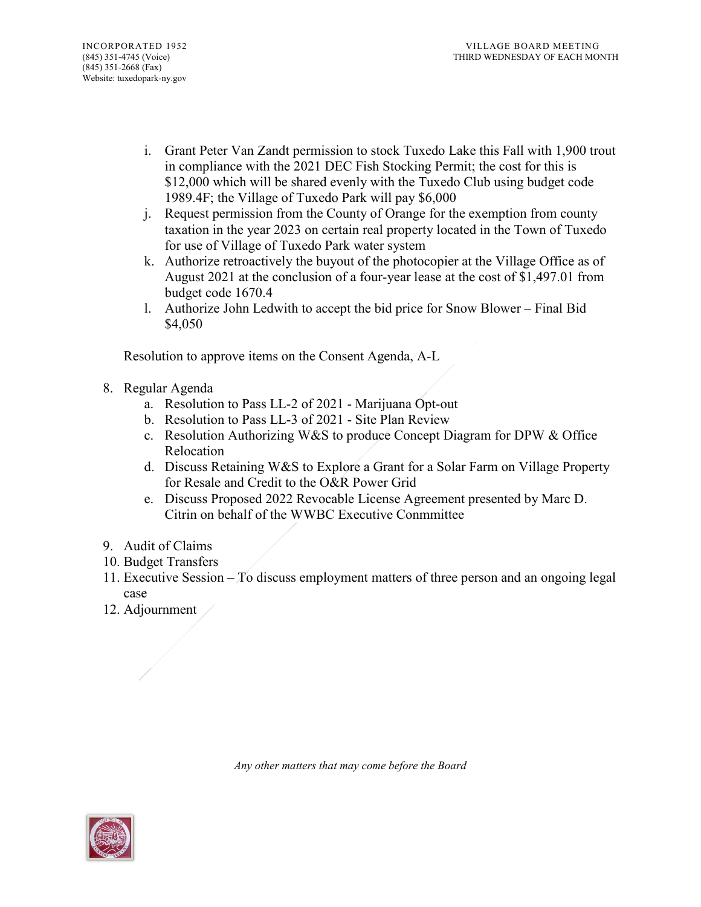i. Grant Peter Van Zandt permission to stock Tuxedo Lake this Fall with 1,900 trout in compliance with the 2021 DEC Fish Stocking Permit; the cost for this is $12,000 which will be shared evenly with the Tuxedo Club using budget code 1989.4F; the Village of Tuxedo Park will pay $6,000

j. Request permission from the County of Orange for the exemption from county taxation in the year 2023 on certain real property located in the Town of Tuxedo for use of Village of Tuxedo Park water system

k. Authorize retroactively the buyout of the photocopier at the Village Office as of August 2021 at the conclusion of a four-year lease at the cost of $1,497.01 from budget code 1670.4

l. Authorize John Ledwith to accept the bid price for Snow Blower – Final Bid $4,050

Resolution to approve items on the Consent Agenda, A-L

8. Regular Agenda
   a. Resolution to Pass LL-2 of 2021 - Marijuana Opt-out
   b. Resolution to Pass LL-3 of 2021 - Site Plan Review
   c. Resolution Authorizing W&S to produce Concept Diagram for DPW & Office Relocation
   d. Discuss Retaining W&S to Explore a Grant for a Solar Farm on Village Property for Resale and Credit to the O&R Power Grid
   e. Discuss Proposed 2022 Revocable License Agreement presented by Marc D. Citrin on behalf of the WWBC Executive Conmmittee
9. Audit of Claims
10. Budget Transfers
11. Executive Session – To discuss employment matters of three person and an ongoing legal case
12. Adjournment

*Any other matters that may come before the Board*